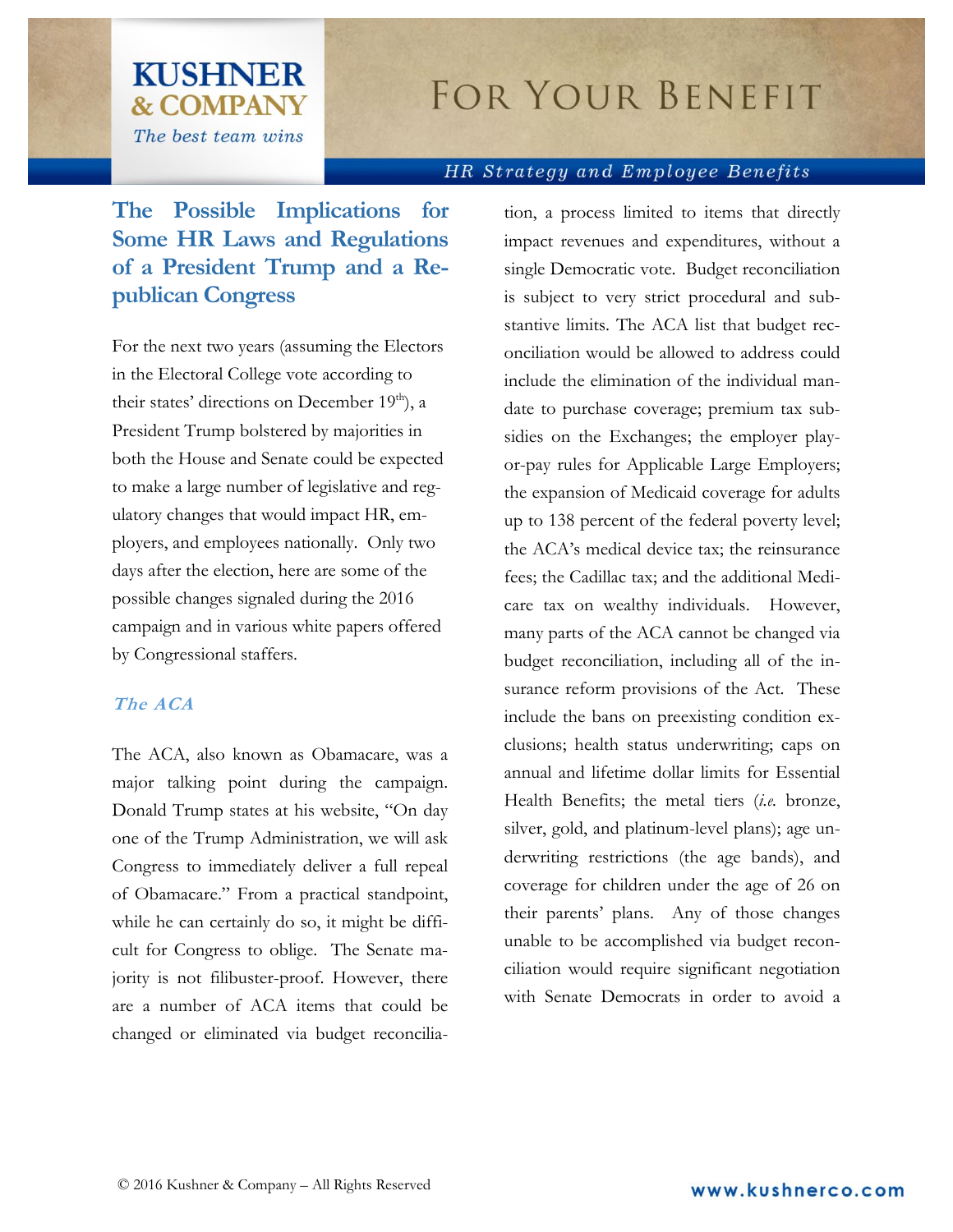# The Possible Implications for Some HR Laws and Regulations of a President Trump and a Republican Congress

For the next two years (assuming the Electors in the Electoral College vote according to their states' directions on December 19th), a President Trump bolstered by majorities in both the House and Senate could be expected to make a large number of legislative and regulatory changes that would impact HR, employers, and employees nationally. Only two days after the election, here are some of the possible changes signaled during the 2016 campaign and in various white papers offered by Congressional staffers.

### *The ACA*

The ACA, also known as Obamacare, was a major talking point during the campaign. Donald Trump states at his website, "On day one of the Trump Administration, we will ask Congress to immediately deliver a full repeal of Obamacare." From a practical standpoint, while he can certainly do so, it might be difficult for Congress to oblige. The Senate majority is not filibuster-proof. However, there are a number of ACA items that could be changed or eliminated via budget reconciliation, a process limited to items that directly impact revenues and expenditures, without a single Democratic vote. Budget reconciliation is subject to very strict procedural and substantive limits. The ACA list that budget reconciliation would be allowed to address could include the elimination of the individual mandate to purchase coverage; premium tax subsidies on the Exchanges; the employer play-or-pay rules for Applicable Large Employers; the expansion of Medicaid coverage for adults up to 138 percent of the federal poverty level; the ACA's medical device tax; the reinsurance fees; the Cadillac tax; and the additional Medicare tax on wealthy individuals. However, many parts of the ACA cannot be changed via budget reconciliation, including all of the insurance reform provisions of the Act. These include the bans on preexisting condition exclusions; health status underwriting; caps on annual and lifetime dollar limits for Essential Health Benefits; the metal tiers (*i.e.* bronze, silver, gold, and platinum-level plans); age underwriting restrictions (the age bands), and coverage for children under the age of 26 on their parents' plans. Any of those changes unable to be accomplished via budget reconciliation would require significant negotiation with Senate Democrats in order to avoid a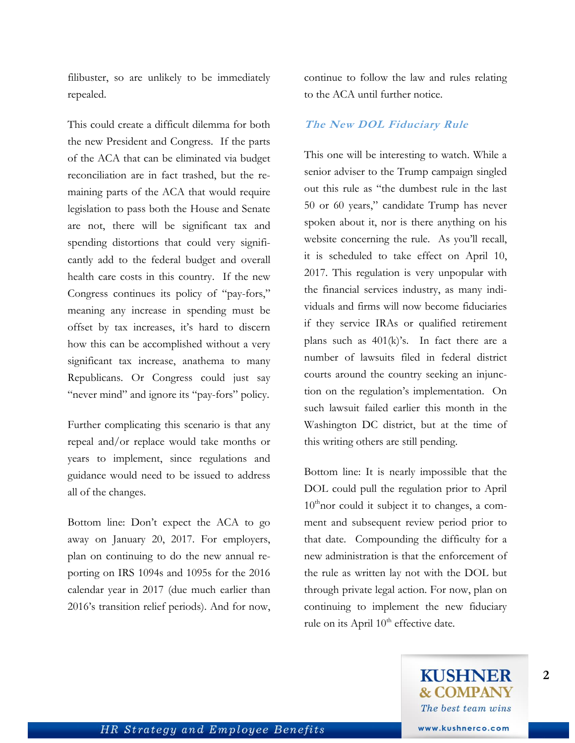filibuster, so are unlikely to be immediately repealed.

This could create a difficult dilemma for both the new President and Congress. If the parts of the ACA that can be eliminated via budget reconciliation are in fact trashed, but the remaining parts of the ACA that would require legislation to pass both the House and Senate are not, there will be significant tax and spending distortions that could very significantly add to the federal budget and overall health care costs in this country. If the new Congress continues its policy of "pay-fors," meaning any increase in spending must be offset by tax increases, it's hard to discern how this can be accomplished without a very significant tax increase, anathema to many Republicans. Or Congress could just say "never mind" and ignore its "pay-fors" policy.

Further complicating this scenario is that any repeal and/or replace would take months or years to implement, since regulations and guidance would need to be issued to address all of the changes.

Bottom line: Don't expect the ACA to go away on January 20, 2017. For employers, plan on continuing to do the new annual reporting on IRS 1094s and 1095s for the 2016 calendar year in 2017 (due much earlier than 2016's transition relief periods). And for now, continue to follow the law and rules relating to the ACA until further notice.

### *The New DOL Fiduciary Rule*

This one will be interesting to watch. While a senior adviser to the Trump campaign singled out this rule as "the dumbest rule in the last 50 or 60 years," candidate Trump has never spoken about it, nor is there anything on his website concerning the rule. As you'll recall, it is scheduled to take effect on April 10, 2017. This regulation is very unpopular with the financial services industry, as many individuals and firms will now become fiduciaries if they service IRAs or qualified retirement plans such as 401(k)'s. In fact there are a number of lawsuits filed in federal district courts around the country seeking an injunction on the regulation's implementation. On such lawsuit failed earlier this month in the Washington DC district, but at the time of this writing others are still pending.

Bottom line: It is nearly impossible that the DOL could pull the regulation prior to April 10th nor could it subject it to changes, a comment and subsequent review period prior to that date. Compounding the difficulty for a new administration is that the enforcement of the rule as written lay not with the DOL but through private legal action. For now, plan on continuing to implement the new fiduciary rule on its April 10th effective date.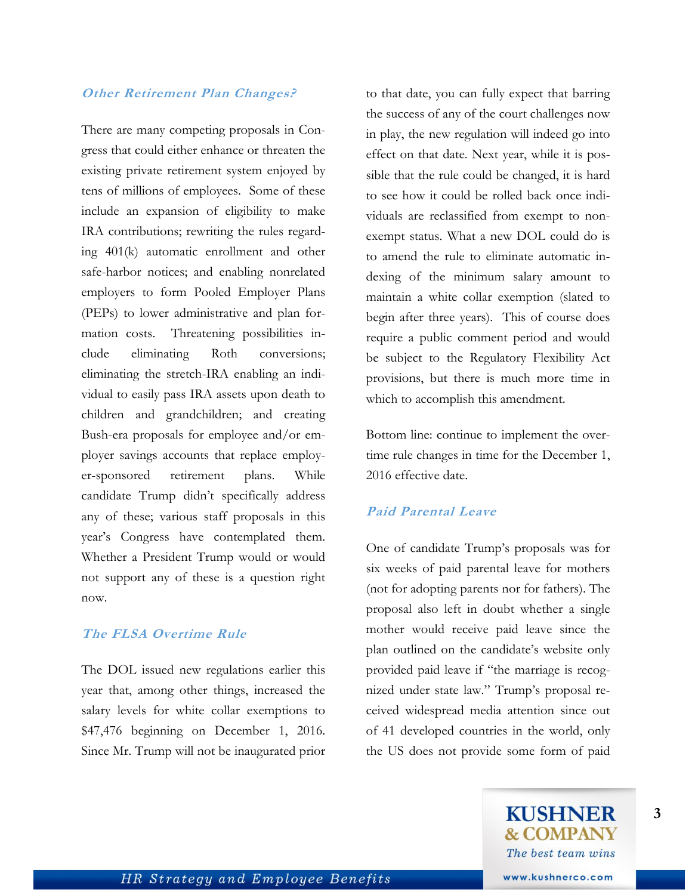### *Other Retirement Plan Changes?*

There are many competing proposals in Congress that could either enhance or threaten the existing private retirement system enjoyed by tens of millions of employees. Some of these include an expansion of eligibility to make IRA contributions; rewriting the rules regarding 401(k) automatic enrollment and other safe-harbor notices; and enabling nonrelated employers to form Pooled Employer Plans (PEPs) to lower administrative and plan formation costs. Threatening possibilities include eliminating Roth conversions; eliminating the stretch-IRA enabling an individual to easily pass IRA assets upon death to children and grandchildren; and creating Bush-era proposals for employee and/or employer savings accounts that replace employer-sponsored retirement plans. While candidate Trump didn't specifically address any of these; various staff proposals in this year's Congress have contemplated them. Whether a President Trump would or would not support any of these is a question right now.

### *The FLSA Overtime Rule*

The DOL issued new regulations earlier this year that, among other things, increased the salary levels for white collar exemptions to $47,476 beginning on December 1, 2016. Since Mr. Trump will not be inaugurated prior to that date, you can fully expect that barring the success of any of the court challenges now in play, the new regulation will indeed go into effect on that date. Next year, while it is possible that the rule could be changed, it is hard to see how it could be rolled back once individuals are reclassified from exempt to non-exempt status. What a new DOL could do is to amend the rule to eliminate automatic indexing of the minimum salary amount to maintain a white collar exemption (slated to begin after three years). This of course does require a public comment period and would be subject to the Regulatory Flexibility Act provisions, but there is much more time in which to accomplish this amendment.

Bottom line: continue to implement the overtime rule changes in time for the December 1, 2016 effective date.

### *Paid Parental Leave*

One of candidate Trump's proposals was for six weeks of paid parental leave for mothers (not for adopting parents nor for fathers). The proposal also left in doubt whether a single mother would receive paid leave since the plan outlined on the candidate's website only provided paid leave if "the marriage is recognized under state law." Trump's proposal received widespread media attention since out of 41 developed countries in the world, only the US does not provide some form of paid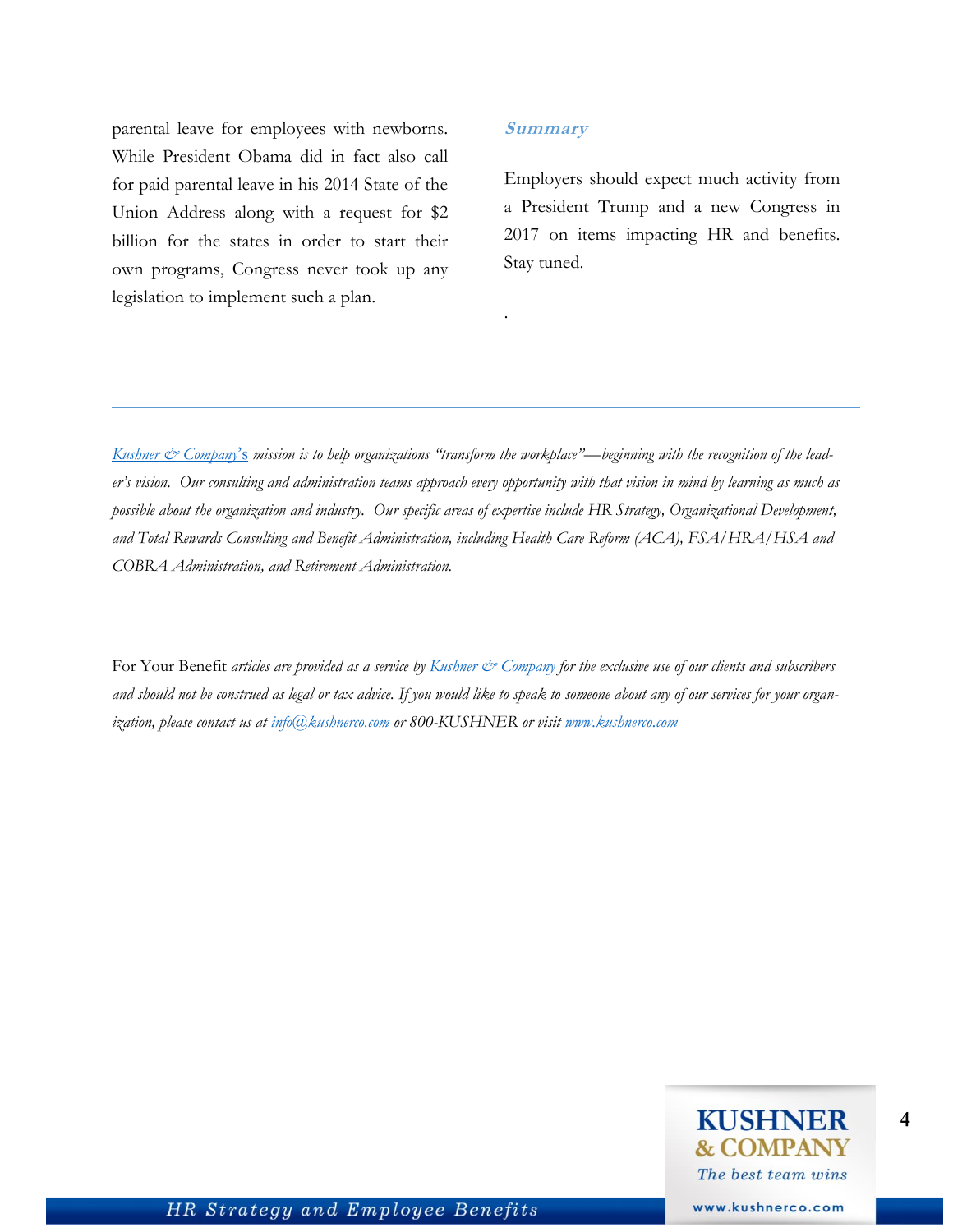parental leave for employees with newborns. While President Obama did in fact also call for paid parental leave in his 2014 State of the Union Address along with a request for $2 billion for the states in order to start their own programs, Congress never took up any legislation to implement such a plan.

### *Summary*

Employers should expect much activity from a President Trump and a new Congress in 2017 on items impacting HR and benefits. Stay tuned.

.

---

*Kushner & Company's mission is to help organizations "transform the workplace"—beginning with the recognition of the leader's vision. Our consulting and administration teams approach every opportunity with that vision in mind by learning as much as possible about the organization and industry. Our specific areas of expertise include HR Strategy, Organizational Development, and Total Rewards Consulting and Benefit Administration, including Health Care Reform (ACA), FSA/HRA/HSA and COBRA Administration, and Retirement Administration.*

For Your Benefit *articles are provided as a service by Kushner & Company for the exclusive use of our clients and subscribers and should not be construed as legal or tax advice. If you would like to speak to someone about any of our services for your organization, please contact us at info@kushnerco.com or 800-KUSHNER or visit www.kushnerco.com*